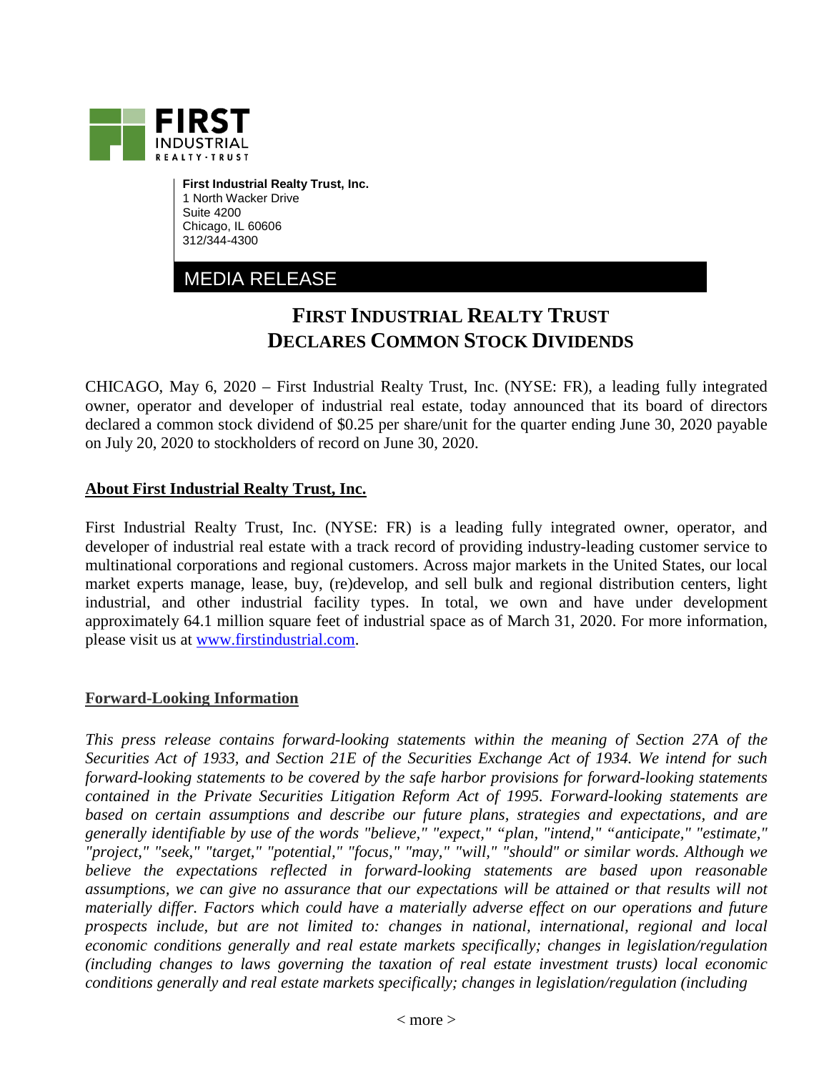**First Industrial Realty Trust, Inc.**
1 North Wacker Drive
Suite 4200
Chicago, IL 60606
312/344-4300

MEDIA RELEASE

# FIRST INDUSTRIAL REALTY TRUST DECLARES COMMON STOCK DIVIDENDS

CHICAGO, May 6, 2020 – First Industrial Realty Trust, Inc. (NYSE: FR), a leading fully integrated owner, operator and developer of industrial real estate, today announced that its board of directors declared a common stock dividend of $0.25 per share/unit for the quarter ending June 30, 2020 payable on July 20, 2020 to stockholders of record on June 30, 2020.

## About First Industrial Realty Trust, Inc.

First Industrial Realty Trust, Inc. (NYSE: FR) is a leading fully integrated owner, operator, and developer of industrial real estate with a track record of providing industry-leading customer service to multinational corporations and regional customers. Across major markets in the United States, our local market experts manage, lease, buy, (re)develop, and sell bulk and regional distribution centers, light industrial, and other industrial facility types. In total, we own and have under development approximately 64.1 million square feet of industrial space as of March 31, 2020. For more information, please visit us at [www.firstindustrial.com](http://www.firstindustrial.com).

## Forward-Looking Information

*This press release contains forward-looking statements within the meaning of Section 27A of the Securities Act of 1933, and Section 21E of the Securities Exchange Act of 1934. We intend for such forward-looking statements to be covered by the safe harbor provisions for forward-looking statements contained in the Private Securities Litigation Reform Act of 1995. Forward-looking statements are based on certain assumptions and describe our future plans, strategies and expectations, and are generally identifiable by use of the words "believe," "expect," "plan, "intend," "anticipate," "estimate," "project," "seek," "target," "potential," "focus," "may," "will," "should" or similar words. Although we believe the expectations reflected in forward-looking statements are based upon reasonable assumptions, we can give no assurance that our expectations will be attained or that results will not materially differ. Factors which could have a materially adverse effect on our operations and future prospects include, but are not limited to: changes in national, international, regional and local economic conditions generally and real estate markets specifically; changes in legislation/regulation (including changes to laws governing the taxation of real estate investment trusts) local economic conditions generally and real estate markets specifically; changes in legislation/regulation (including*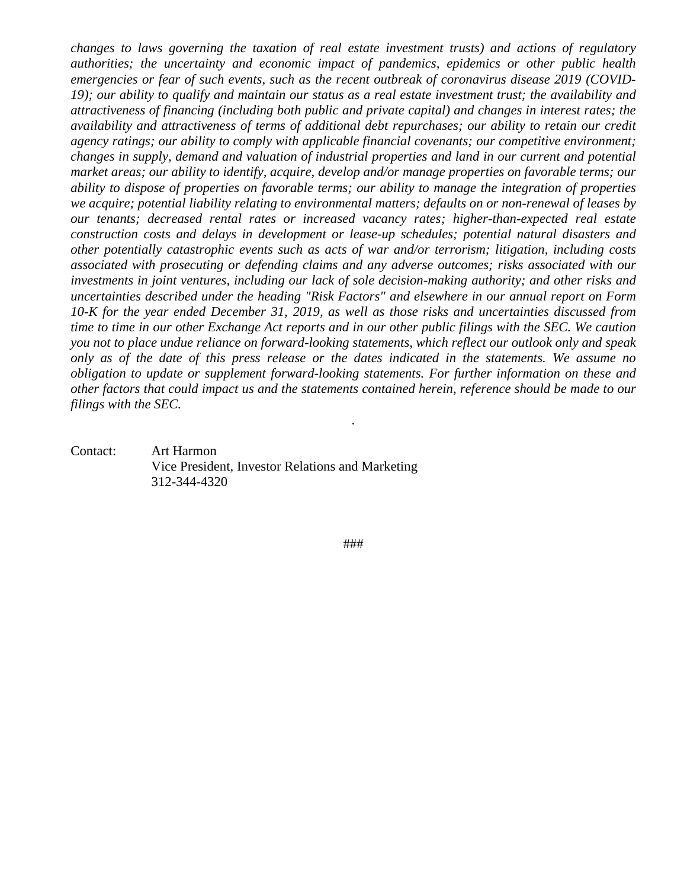*changes to laws governing the taxation of real estate investment trusts) and actions of regulatory authorities; the uncertainty and economic impact of pandemics, epidemics or other public health emergencies or fear of such events, such as the recent outbreak of coronavirus disease 2019 (COVID-19); our ability to qualify and maintain our status as a real estate investment trust; the availability and attractiveness of financing (including both public and private capital) and changes in interest rates; the availability and attractiveness of terms of additional debt repurchases; our ability to retain our credit agency ratings; our ability to comply with applicable financial covenants; our competitive environment; changes in supply, demand and valuation of industrial properties and land in our current and potential market areas; our ability to identify, acquire, develop and/or manage properties on favorable terms; our ability to dispose of properties on favorable terms; our ability to manage the integration of properties we acquire; potential liability relating to environmental matters; defaults on or non-renewal of leases by our tenants; decreased rental rates or increased vacancy rates; higher-than-expected real estate construction costs and delays in development or lease-up schedules; potential natural disasters and other potentially catastrophic events such as acts of war and/or terrorism; litigation, including costs associated with prosecuting or defending claims and any adverse outcomes; risks associated with our investments in joint ventures, including our lack of sole decision-making authority; and other risks and uncertainties described under the heading "Risk Factors" and elsewhere in our annual report on Form 10-K for the year ended December 31, 2019, as well as those risks and uncertainties discussed from time to time in our other Exchange Act reports and in our other public filings with the SEC. We caution you not to place undue reliance on forward-looking statements, which reflect our outlook only and speak only as of the date of this press release or the dates indicated in the statements. We assume no obligation to update or supplement forward-looking statements. For further information on these and other factors that could impact us and the statements contained herein, reference should be made to our filings with the SEC.*

.

Contact: Art Harmon
Vice President, Investor Relations and Marketing
312-344-4320

###